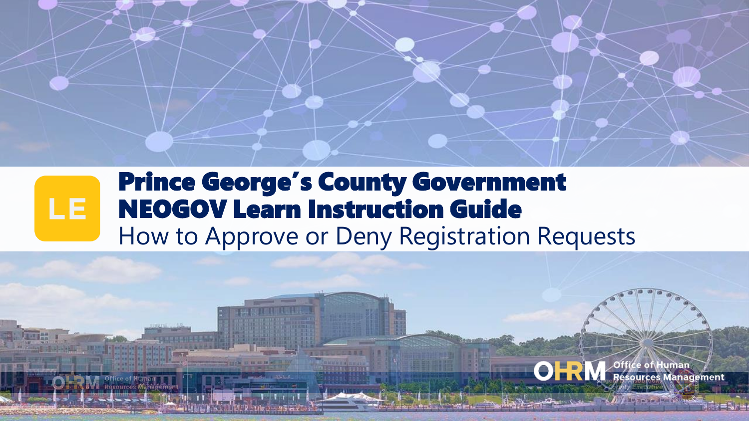LE

# Prince George's County Government
# NEOGOV Learn Instruction Guide

## How to Approve or Deny Registration Requests

OHRM Office of Human Resources Management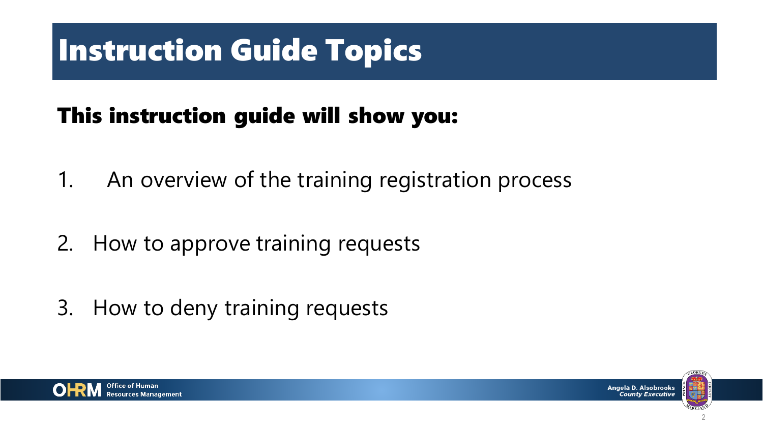# Instruction Guide Topics

**This instruction guide will show you:**

1. An overview of the training registration process

2. How to approve training requests

3. How to deny training requests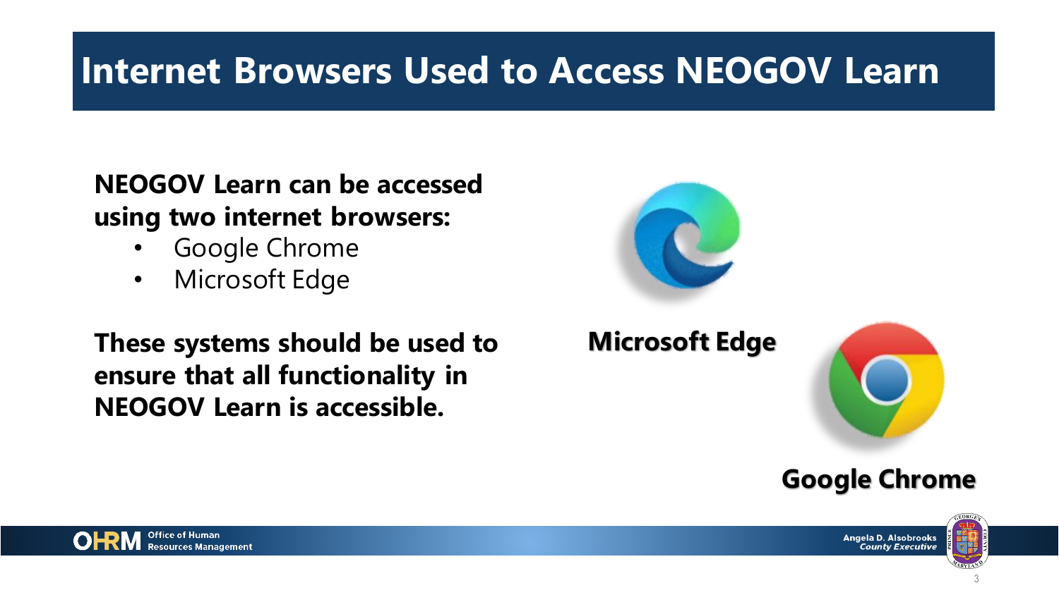# Internet Browsers Used to Access NEOGOV Learn

**NEOGOV Learn can be accessed using two internet browsers:**

- Google Chrome
- Microsoft Edge

**These systems should be used to ensure that all functionality in NEOGOV Learn is accessible.**

**Microsoft Edge**

**Google Chrome**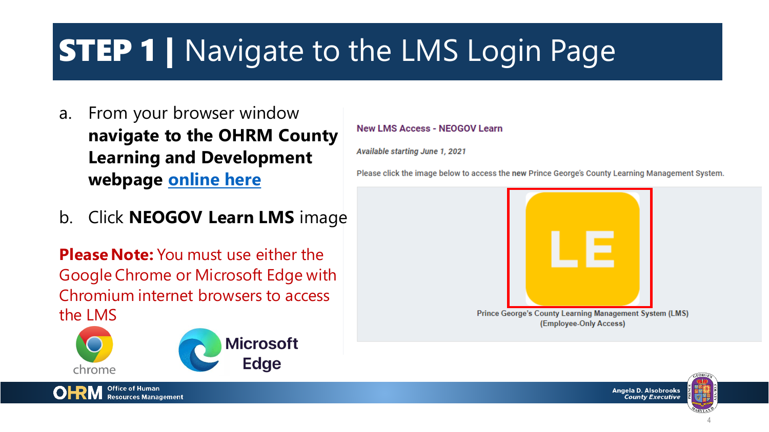# STEP 1 | Navigate to the LMS Login Page

a. From your browser window **navigate to the OHRM County Learning and Development webpage [online here]**

b. Click **NEOGOV Learn LMS** image

**Please Note:** You must use either the Google Chrome or Microsoft Edge with Chromium internet browsers to access the LMS

chrome

Microsoft Edge

**New LMS Access - NEOGOV Learn**

***Available starting June 1, 2021***

Please click the image below to access the **new** Prince George's County Learning Management System.

LE

Prince George's County Learning Management System (LMS)
(Employee-Only Access)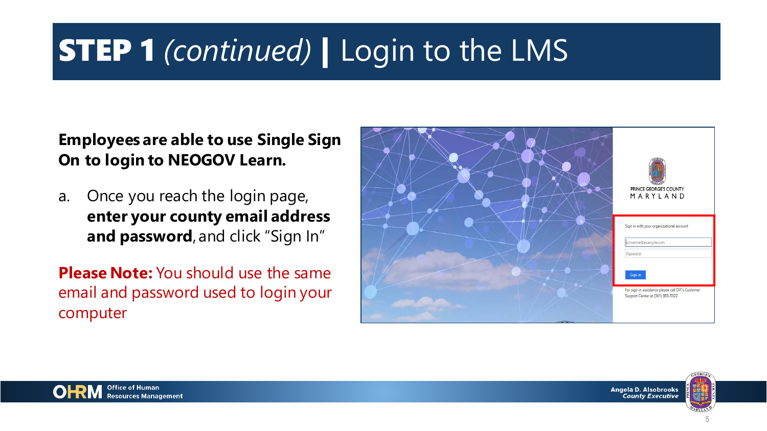# STEP 1 *(continued)* | Login to the LMS

**Employees are able to use Single Sign On to login to NEOGOV Learn.**

a. Once you reach the login page, **enter your county email address and password**, and click "Sign In"

**Please Note:** You should use the same email and password used to login your computer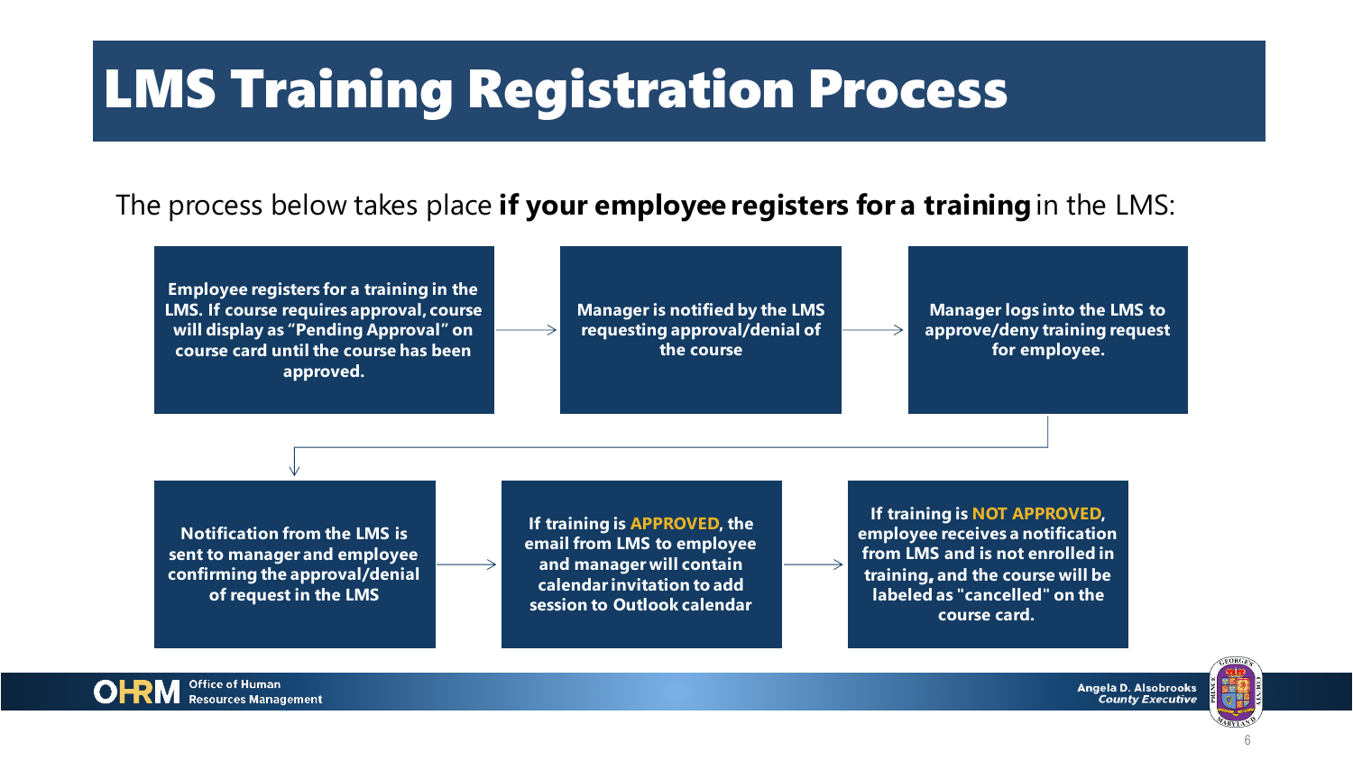# LMS Training Registration Process

The process below takes place **if your employee registers for a training** in the LMS:

1. **Employee registers for a training in the LMS. If course requires approval, course will display as "Pending Approval" on course card until the course has been approved.**
2. **Manager is notified by the LMS requesting approval/denial of the course**
3. **Manager logs into the LMS to approve/deny training request for employee.**
4. **Notification from the LMS is sent to manager and employee confirming the approval/denial of request in the LMS**
5. **If training is APPROVED, the email from LMS to employee and manager will contain calendar invitation to add session to Outlook calendar**
6. **If training is NOT APPROVED, employee receives a notification from LMS and is not enrolled in training, and the course will be labeled as "cancelled" on the course card.**

OHRM Office of Human Resources Management

Angela D. Alsobrooks
*County Executive*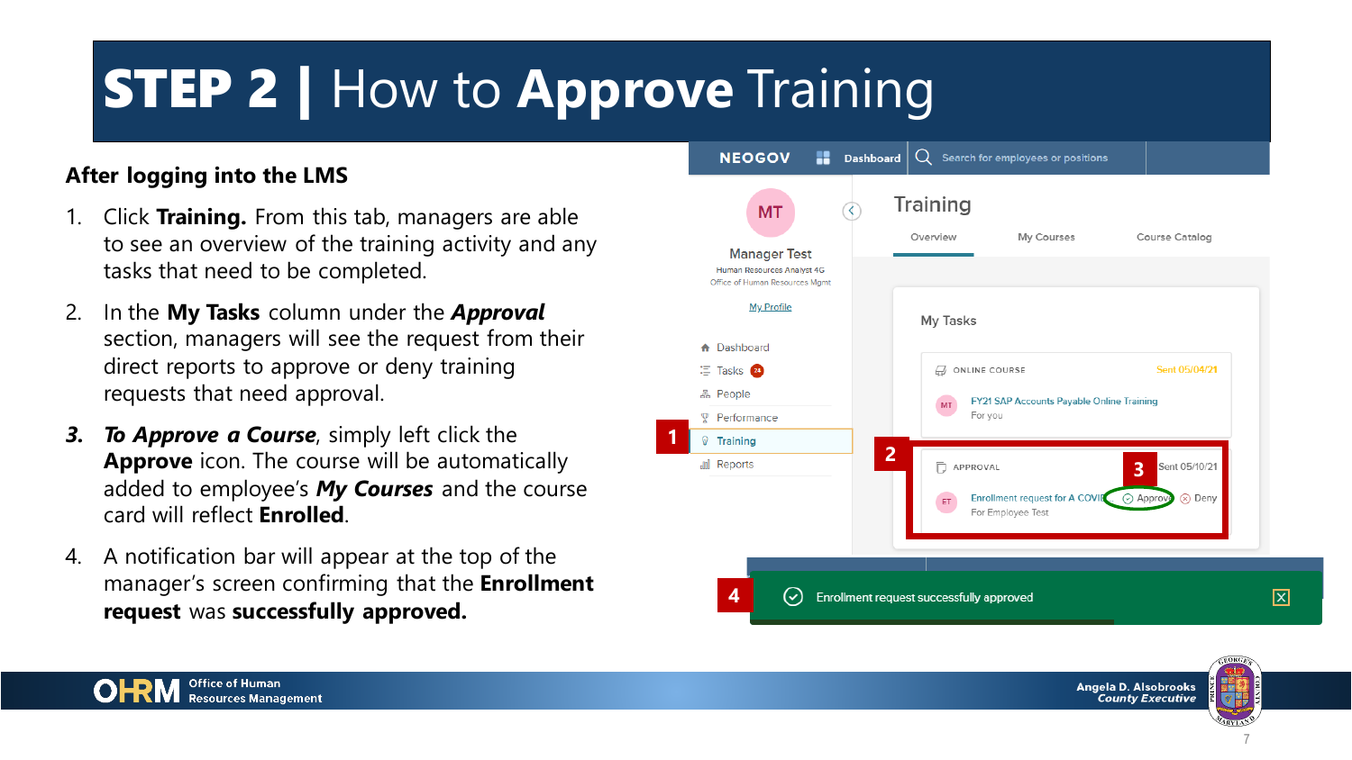# STEP 2 | How to Approve Training

**After logging into the LMS**

1. Click **Training.** From this tab, managers are able to see an overview of the training activity and any tasks that need to be completed.
2. In the **My Tasks** column under the ***Approval*** section, managers will see the request from their direct reports to approve or deny training requests that need approval.
3. ***To Approve a Course***, simply left click the **Approve** icon. The course will be automatically added to employee's ***My Courses*** and the course card will reflect **Enrolled**.
4. A notification bar will appear at the top of the manager's screen confirming that the **Enrollment request** was **successfully approved.**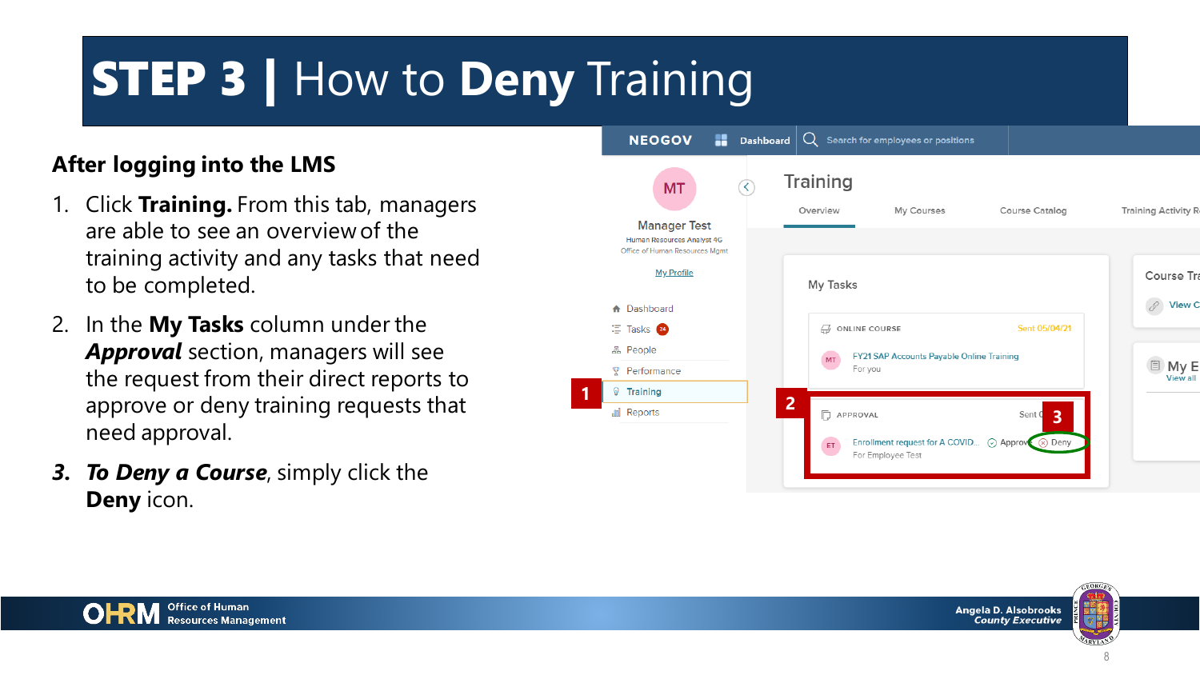# STEP 3 | How to Deny Training

**After logging into the LMS**

1. Click **Training.** From this tab, managers are able to see an overview of the training activity and any tasks that need to be completed.
2. In the **My Tasks** column under the ***Approval*** section, managers will see the request from their direct reports to approve or deny training requests that need approval.
3. ***To Deny a Course***, simply click the **Deny** icon.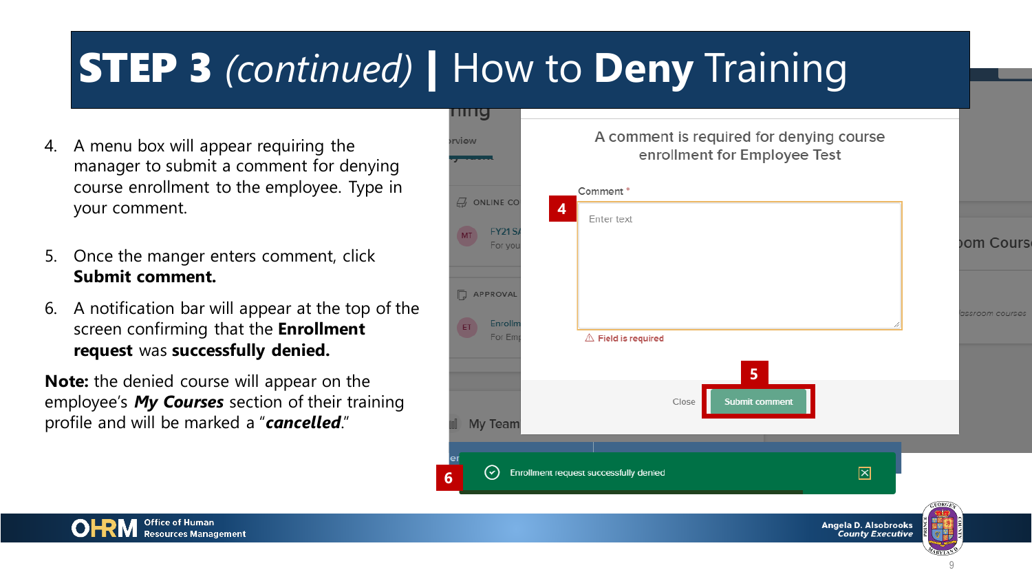# STEP 3 *(continued)* | How to **Deny** Training

4. A menu box will appear requiring the manager to submit a comment for denying course enrollment to the employee. Type in your comment.

5. Once the manger enters comment, click **Submit comment.**

6. A notification bar will appear at the top of the screen confirming that the **Enrollment request** was **successfully denied.**

**Note:** the denied course will appear on the employee's ***My Courses*** section of their training profile and will be marked a "***cancelled***."

A comment is required for denying course enrollment for Employee Test

Comment *

4

Enter text

Field is required

5

Close

Submit comment

6

Enrollment request successfully denied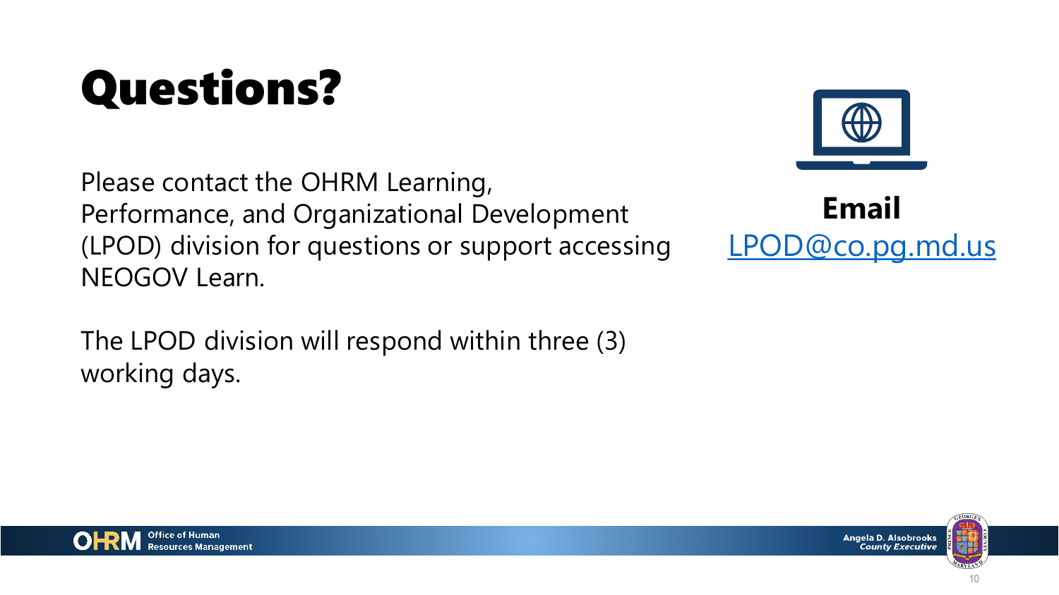# Questions?

Please contact the OHRM Learning, Performance, and Organizational Development (LPOD) division for questions or support accessing NEOGOV Learn.

The LPOD division will respond within three (3) working days.

**Email**
LPOD@co.pg.md.us